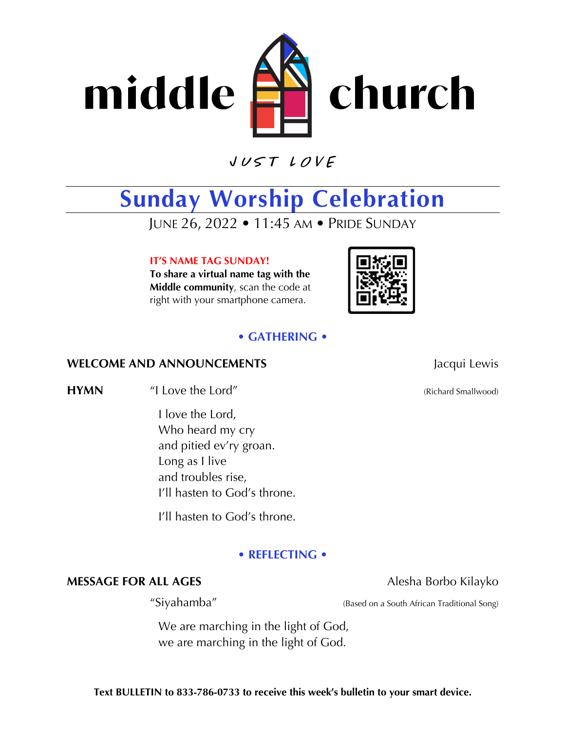# middle church

JUST LOVE

# Sunday Worship Celebration

JUNE 26, 2022 • 11:45 AM • PRIDE SUNDAY

**IT'S NAME TAG SUNDAY!**
**To share a virtual name tag with the Middle community**, scan the code at right with your smartphone camera.

## • GATHERING •

**WELCOME AND ANNOUNCEMENTS** — Jacqui Lewis

**HYMN** "I Love the Lord" (Richard Smallwood)

I love the Lord,
Who heard my cry
and pitied ev'ry groan.
Long as I live
and troubles rise,
I'll hasten to God's throne.

I'll hasten to God's throne.

## • REFLECTING •

**MESSAGE FOR ALL AGES** — Alesha Borbo Kilayko

"Siyahamba" (Based on a South African Traditional Song)

We are marching in the light of God,
we are marching in the light of God.

**Text BULLETIN to 833-786-0733 to receive this week's bulletin to your smart device.**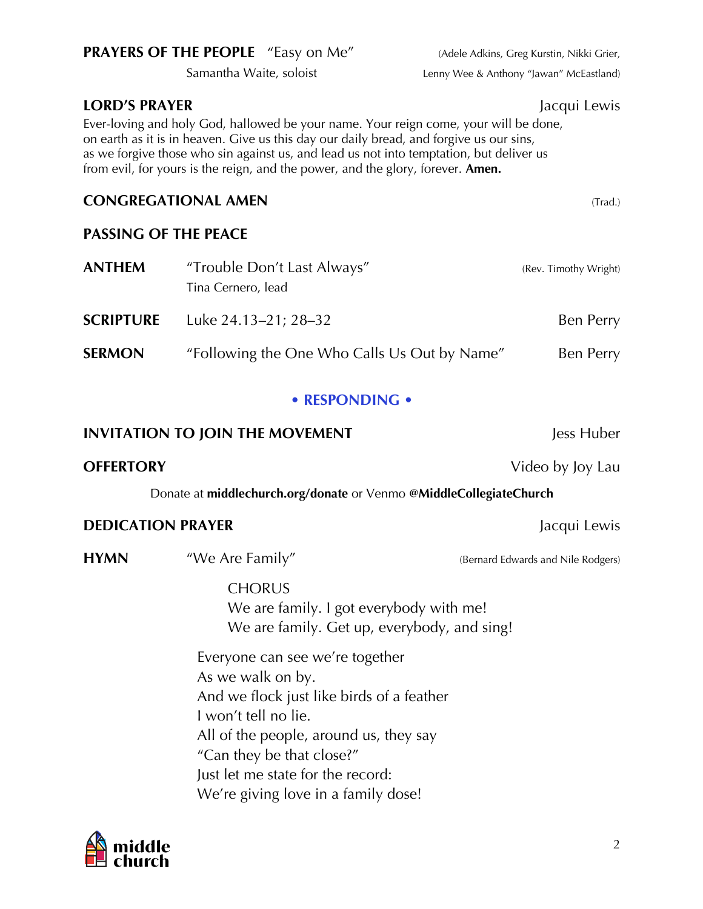**PRAYERS OF THE PEOPLE** "Easy on Me" (Adele Adkins, Greg Kurstin, Nikki Grier, Lenny Wee & Anthony "Jawan" McEastland)
Samantha Waite, soloist

**LORD'S PRAYER** Jacqui Lewis

Ever-loving and holy God, hallowed be your name. Your reign come, your will be done, on earth as it is in heaven. Give us this day our daily bread, and forgive us our sins, as we forgive those who sin against us, and lead us not into temptation, but deliver us from evil, for yours is the reign, and the power, and the glory, forever. **Amen.**

**CONGREGATIONAL AMEN** (Trad.)

**PASSING OF THE PEACE**

**ANTHEM** "Trouble Don't Last Always" (Rev. Timothy Wright)
Tina Cernero, lead

**SCRIPTURE** Luke 24.13–21; 28–32 Ben Perry

**SERMON** "Following the One Who Calls Us Out by Name" Ben Perry

## • RESPONDING •

**INVITATION TO JOIN THE MOVEMENT** Jess Huber

**OFFERTORY** Video by Joy Lau

Donate at **middlechurch.org/donate** or Venmo **@MiddleCollegiateChurch**

**DEDICATION PRAYER** Jacqui Lewis

**HYMN** "We Are Family" (Bernard Edwards and Nile Rodgers)

CHORUS
We are family. I got everybody with me!
We are family. Get up, everybody, and sing!

Everyone can see we're together
As we walk on by.
And we flock just like birds of a feather
I won't tell no lie.
All of the people, around us, they say
"Can they be that close?"
Just let me state for the record:
We're giving love in a family dose!

middle church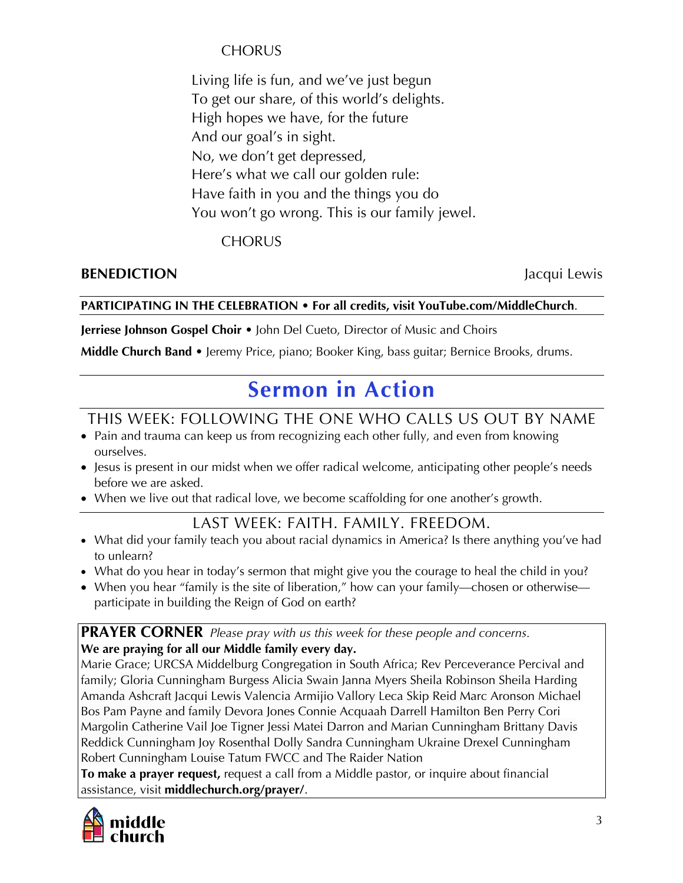CHORUS

Living life is fun, and we've just begun
To get our share, of this world's delights.
High hopes we have, for the future
And our goal's in sight.
No, we don't get depressed,
Here's what we call our golden rule:
Have faith in you and the things you do
You won't go wrong. This is our family jewel.

CHORUS

**BENEDICTION** Jacqui Lewis

**PARTICIPATING IN THE CELEBRATION • For all credits, visit YouTube.com/MiddleChurch**.

**Jerriese Johnson Gospel Choir** • John Del Cueto, Director of Music and Choirs

**Middle Church Band** • Jeremy Price, piano; Booker King, bass guitar; Bernice Brooks, drums.

# Sermon in Action

## THIS WEEK: FOLLOWING THE ONE WHO CALLS US OUT BY NAME

- Pain and trauma can keep us from recognizing each other fully, and even from knowing ourselves.
- Jesus is present in our midst when we offer radical welcome, anticipating other people's needs before we are asked.
- When we live out that radical love, we become scaffolding for one another's growth.

## LAST WEEK: FAITH. FAMILY. FREEDOM.

- What did your family teach you about racial dynamics in America? Is there anything you've had to unlearn?
- What do you hear in today's sermon that might give you the courage to heal the child in you?
- When you hear "family is the site of liberation," how can your family—chosen or otherwise—participate in building the Reign of God on earth?

**PRAYER CORNER** *Please pray with us this week for these people and concerns.*
**We are praying for all our Middle family every day.**
Marie Grace; URCSA Middelburg Congregation in South Africa; Rev Perceverance Percival and family; Gloria Cunningham Burgess Alicia Swain Janna Myers Sheila Robinson Sheila Harding Amanda Ashcraft Jacqui Lewis Valencia Armijio Vallory Leca Skip Reid Marc Aronson Michael Bos Pam Payne and family Devora Jones Connie Acquaah Darrell Hamilton Ben Perry Cori Margolin Catherine Vail Joe Tigner Jessi Matei Darron and Marian Cunningham Brittany Davis Reddick Cunningham Joy Rosenthal Dolly Sandra Cunningham Ukraine Drexel Cunningham Robert Cunningham Louise Tatum FWCC and The Raider Nation
**To make a prayer request,** request a call from a Middle pastor, or inquire about financial assistance, visit **middlechurch.org/prayer/**.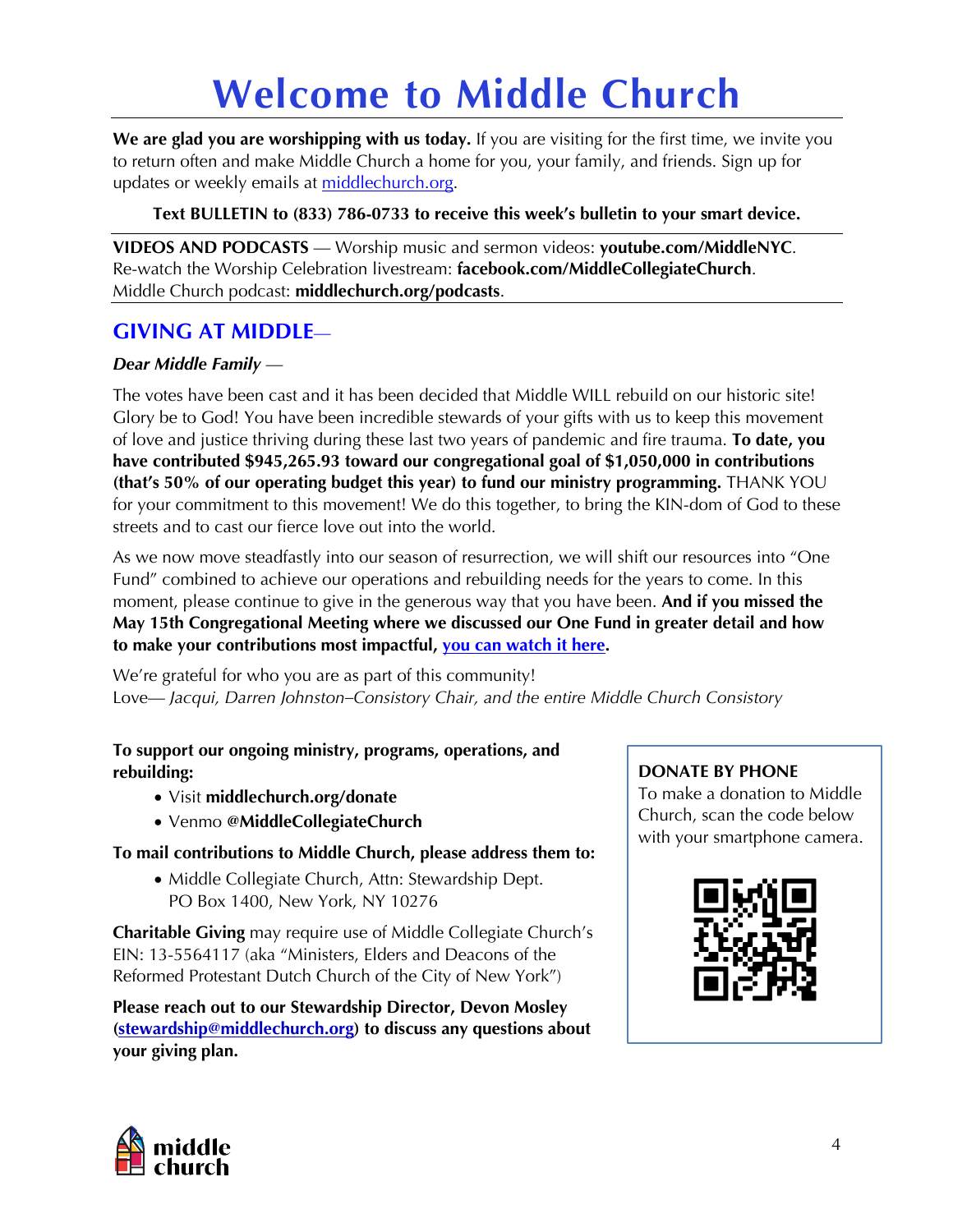# Welcome to Middle Church

**We are glad you are worshipping with us today.** If you are visiting for the first time, we invite you to return often and make Middle Church a home for you, your family, and friends. Sign up for updates or weekly emails at middlechurch.org.

**Text BULLETIN to (833) 786-0733 to receive this week's bulletin to your smart device.**

**VIDEOS AND PODCASTS** — Worship music and sermon videos: **youtube.com/MiddleNYC**.
Re-watch the Worship Celebration livestream: **facebook.com/MiddleCollegiateChurch**.
Middle Church podcast: **middlechurch.org/podcasts**.

## GIVING AT MIDDLE—

***Dear Middle Family —***

The votes have been cast and it has been decided that Middle WILL rebuild on our historic site! Glory be to God! You have been incredible stewards of your gifts with us to keep this movement of love and justice thriving during these last two years of pandemic and fire trauma. **To date, you have contributed $945,265.93 toward our congregational goal of $1,050,000 in contributions (that's 50% of our operating budget this year) to fund our ministry programming.** THANK YOU for your commitment to this movement! We do this together, to bring the KIN-dom of God to these streets and to cast our fierce love out into the world.

As we now move steadfastly into our season of resurrection, we will shift our resources into "One Fund" combined to achieve our operations and rebuilding needs for the years to come. In this moment, please continue to give in the generous way that you have been. **And if you missed the May 15th Congregational Meeting where we discussed our One Fund in greater detail and how to make your contributions most impactful, you can watch it here.**

We're grateful for who you are as part of this community!
Love— *Jacqui, Darren Johnston–Consistory Chair, and the entire Middle Church Consistory*

**To support our ongoing ministry, programs, operations, and rebuilding:**

- Visit **middlechurch.org/donate**
- Venmo **@MiddleCollegiateChurch**

**To mail contributions to Middle Church, please address them to:**

- Middle Collegiate Church, Attn: Stewardship Dept.
  PO Box 1400, New York, NY 10276

**Charitable Giving** may require use of Middle Collegiate Church's EIN: 13-5564117 (aka "Ministers, Elders and Deacons of the Reformed Protestant Dutch Church of the City of New York")

**Please reach out to our Stewardship Director, Devon Mosley (stewardship@middlechurch.org) to discuss any questions about your giving plan.**

**DONATE BY PHONE**
To make a donation to Middle Church, scan the code below with your smartphone camera.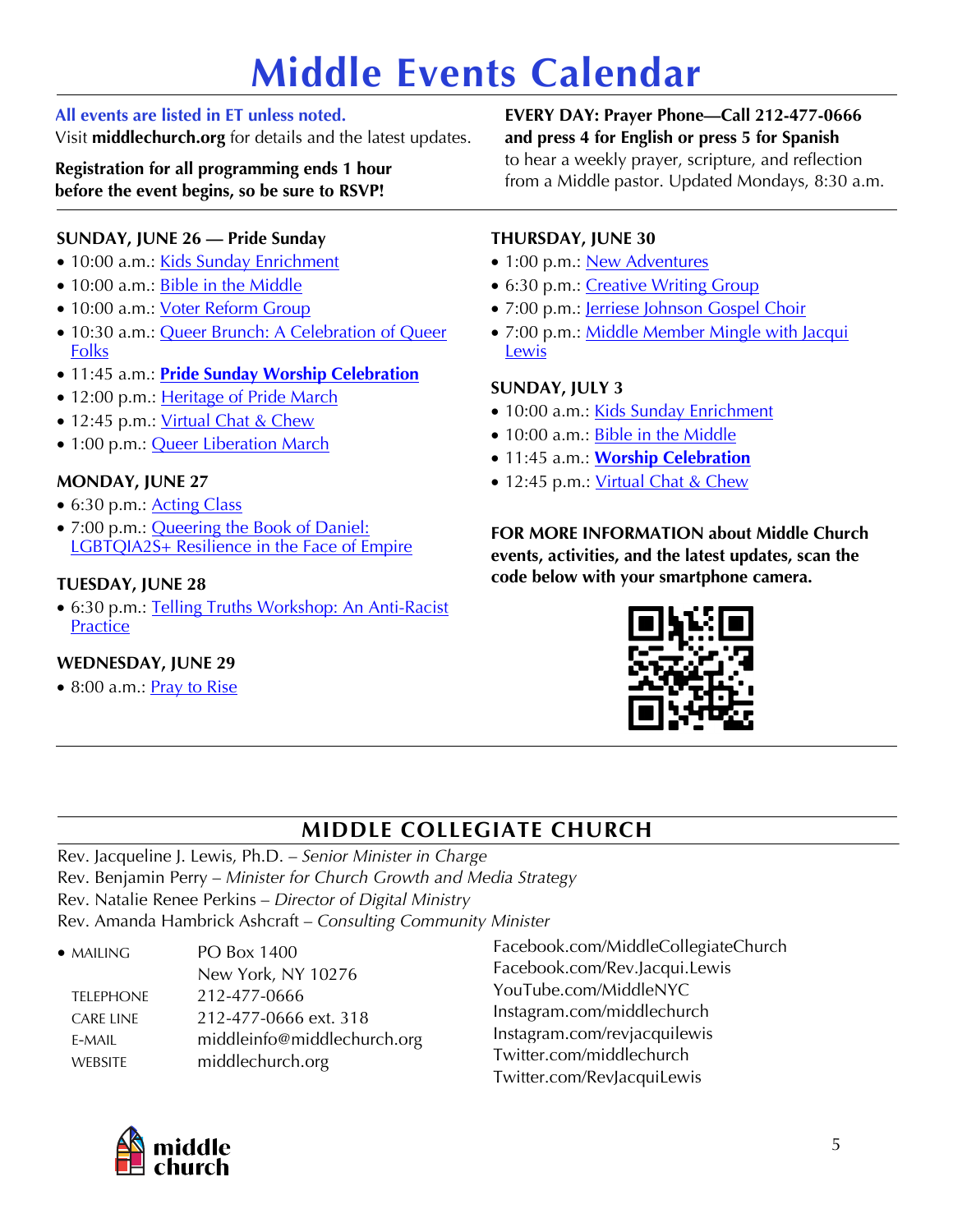# Middle Events Calendar

**All events are listed in ET unless noted.**
Visit **middlechurch.org** for details and the latest updates.

**Registration for all programming ends 1 hour before the event begins, so be sure to RSVP!**

**EVERY DAY: Prayer Phone—Call 212-477-0666 and press 4 for English or press 5 for Spanish** to hear a weekly prayer, scripture, and reflection from a Middle pastor. Updated Mondays, 8:30 a.m.

### SUNDAY, JUNE 26 — Pride Sunday

- 10:00 a.m.: Kids Sunday Enrichment
- 10:00 a.m.: Bible in the Middle
- 10:00 a.m.: Voter Reform Group
- 10:30 a.m.: Queer Brunch: A Celebration of Queer Folks
- 11:45 a.m.: **Pride Sunday Worship Celebration**
- 12:00 p.m.: Heritage of Pride March
- 12:45 p.m.: Virtual Chat & Chew
- 1:00 p.m.: Queer Liberation March

### MONDAY, JUNE 27

- 6:30 p.m.: Acting Class
- 7:00 p.m.: Queering the Book of Daniel: LGBTQIA2S+ Resilience in the Face of Empire

### TUESDAY, JUNE 28

- 6:30 p.m.: Telling Truths Workshop: An Anti-Racist Practice

### WEDNESDAY, JUNE 29

- 8:00 a.m.: Pray to Rise

### THURSDAY, JUNE 30

- 1:00 p.m.: New Adventures
- 6:30 p.m.: Creative Writing Group
- 7:00 p.m.: Jerriese Johnson Gospel Choir
- 7:00 p.m.: Middle Member Mingle with Jacqui Lewis

### SUNDAY, JULY 3

- 10:00 a.m.: Kids Sunday Enrichment
- 10:00 a.m.: Bible in the Middle
- 11:45 a.m.: **Worship Celebration**
- 12:45 p.m.: Virtual Chat & Chew

**FOR MORE INFORMATION about Middle Church events, activities, and the latest updates, scan the code below with your smartphone camera.**

## MIDDLE COLLEGIATE CHURCH

Rev. Jacqueline J. Lewis, Ph.D. – *Senior Minister in Charge*
Rev. Benjamin Perry – *Minister for Church Growth and Media Strategy*
Rev. Natalie Renee Perkins – *Director of Digital Ministry*
Rev. Amanda Hambrick Ashcraft – *Consulting Community Minister*

| | |
|---|---|
| MAILING | PO Box 1400<br>New York, NY 10276 |
| TELEPHONE | 212-477-0666 |
| CARE LINE | 212-477-0666 ext. 318 |
| E-MAIL | middleinfo@middlechurch.org |
| WEBSITE | middlechurch.org |

Facebook.com/MiddleCollegiateChurch
Facebook.com/Rev.Jacqui.Lewis
YouTube.com/MiddleNYC
Instagram.com/middlechurch
Instagram.com/revjacquilewis
Twitter.com/middlechurch
Twitter.com/RevJacquiLewis

middle church